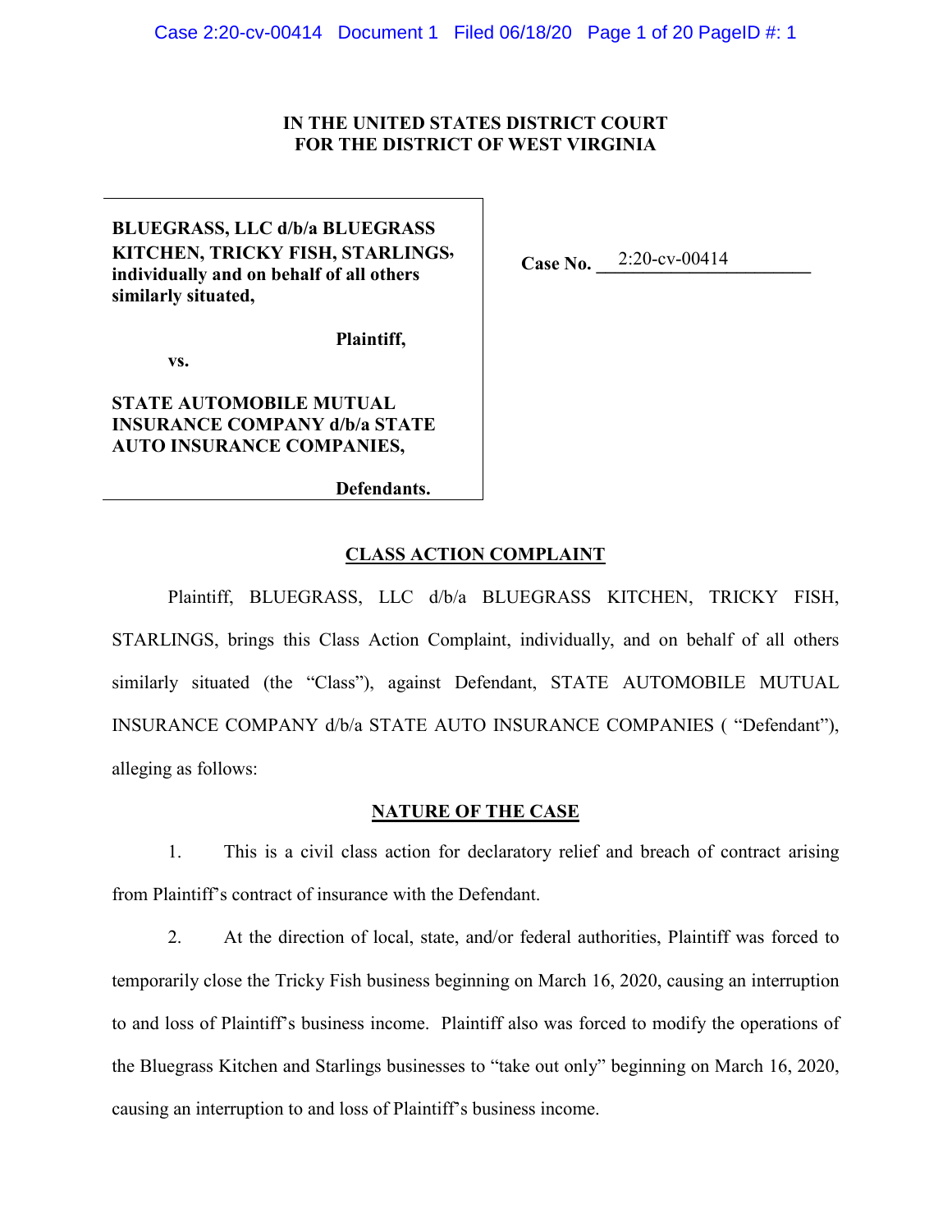**IN THE UNITED STATES DISTRICT COURT**
**FOR THE DISTRICT OF WEST VIRGINIA**

**BLUEGRASS, LLC d/b/a BLUEGRASS KITCHEN, TRICKY FISH, STARLINGS, individually and on behalf of all others similarly situated,**

**Plaintiff,**

**vs.**

**STATE AUTOMOBILE MUTUAL INSURANCE COMPANY d/b/a STATE AUTO INSURANCE COMPANIES,**

**Defendants.**

**Case No.** 2:20-cv-00414

## CLASS ACTION COMPLAINT

Plaintiff, BLUEGRASS, LLC d/b/a BLUEGRASS KITCHEN, TRICKY FISH, STARLINGS, brings this Class Action Complaint, individually, and on behalf of all others similarly situated (the "Class"), against Defendant, STATE AUTOMOBILE MUTUAL INSURANCE COMPANY d/b/a STATE AUTO INSURANCE COMPANIES ( "Defendant"), alleging as follows:

## NATURE OF THE CASE

1. This is a civil class action for declaratory relief and breach of contract arising from Plaintiff's contract of insurance with the Defendant.

2. At the direction of local, state, and/or federal authorities, Plaintiff was forced to temporarily close the Tricky Fish business beginning on March 16, 2020, causing an interruption to and loss of Plaintiff's business income. Plaintiff also was forced to modify the operations of the Bluegrass Kitchen and Starlings businesses to "take out only" beginning on March 16, 2020, causing an interruption to and loss of Plaintiff's business income.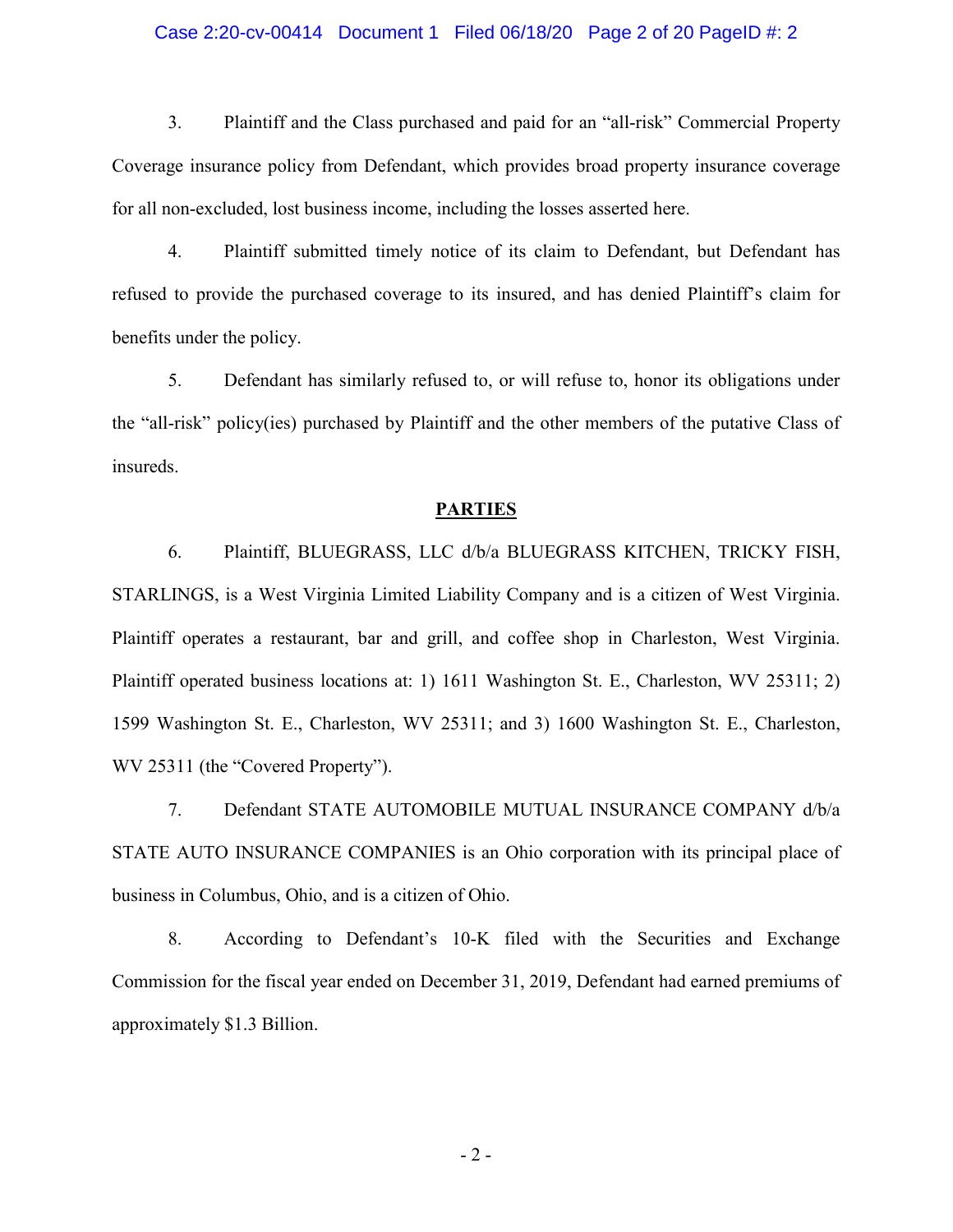3. Plaintiff and the Class purchased and paid for an "all-risk" Commercial Property Coverage insurance policy from Defendant, which provides broad property insurance coverage for all non-excluded, lost business income, including the losses asserted here.

4. Plaintiff submitted timely notice of its claim to Defendant, but Defendant has refused to provide the purchased coverage to its insured, and has denied Plaintiff's claim for benefits under the policy.

5. Defendant has similarly refused to, or will refuse to, honor its obligations under the "all-risk" policy(ies) purchased by Plaintiff and the other members of the putative Class of insureds.

## PARTIES

6. Plaintiff, BLUEGRASS, LLC d/b/a BLUEGRASS KITCHEN, TRICKY FISH, STARLINGS, is a West Virginia Limited Liability Company and is a citizen of West Virginia. Plaintiff operates a restaurant, bar and grill, and coffee shop in Charleston, West Virginia. Plaintiff operated business locations at: 1) 1611 Washington St. E., Charleston, WV 25311; 2) 1599 Washington St. E., Charleston, WV 25311; and 3) 1600 Washington St. E., Charleston, WV 25311 (the "Covered Property").

7. Defendant STATE AUTOMOBILE MUTUAL INSURANCE COMPANY d/b/a STATE AUTO INSURANCE COMPANIES is an Ohio corporation with its principal place of business in Columbus, Ohio, and is a citizen of Ohio.

8. According to Defendant's 10-K filed with the Securities and Exchange Commission for the fiscal year ended on December 31, 2019, Defendant had earned premiums of approximately $1.3 Billion.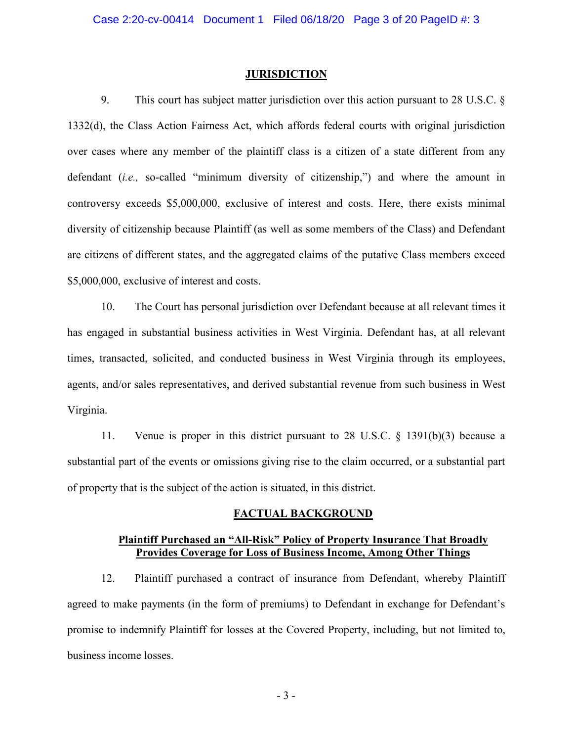## JURISDICTION

9. This court has subject matter jurisdiction over this action pursuant to 28 U.S.C. § 1332(d), the Class Action Fairness Act, which affords federal courts with original jurisdiction over cases where any member of the plaintiff class is a citizen of a state different from any defendant (*i.e.,* so-called "minimum diversity of citizenship,") and where the amount in controversy exceeds $5,000,000, exclusive of interest and costs. Here, there exists minimal diversity of citizenship because Plaintiff (as well as some members of the Class) and Defendant are citizens of different states, and the aggregated claims of the putative Class members exceed $5,000,000, exclusive of interest and costs.

10. The Court has personal jurisdiction over Defendant because at all relevant times it has engaged in substantial business activities in West Virginia. Defendant has, at all relevant times, transacted, solicited, and conducted business in West Virginia through its employees, agents, and/or sales representatives, and derived substantial revenue from such business in West Virginia.

11. Venue is proper in this district pursuant to 28 U.S.C. § 1391(b)(3) because a substantial part of the events or omissions giving rise to the claim occurred, or a substantial part of property that is the subject of the action is situated, in this district.

## FACTUAL BACKGROUND

### Plaintiff Purchased an "All-Risk" Policy of Property Insurance That Broadly Provides Coverage for Loss of Business Income, Among Other Things

12. Plaintiff purchased a contract of insurance from Defendant, whereby Plaintiff agreed to make payments (in the form of premiums) to Defendant in exchange for Defendant's promise to indemnify Plaintiff for losses at the Covered Property, including, but not limited to, business income losses.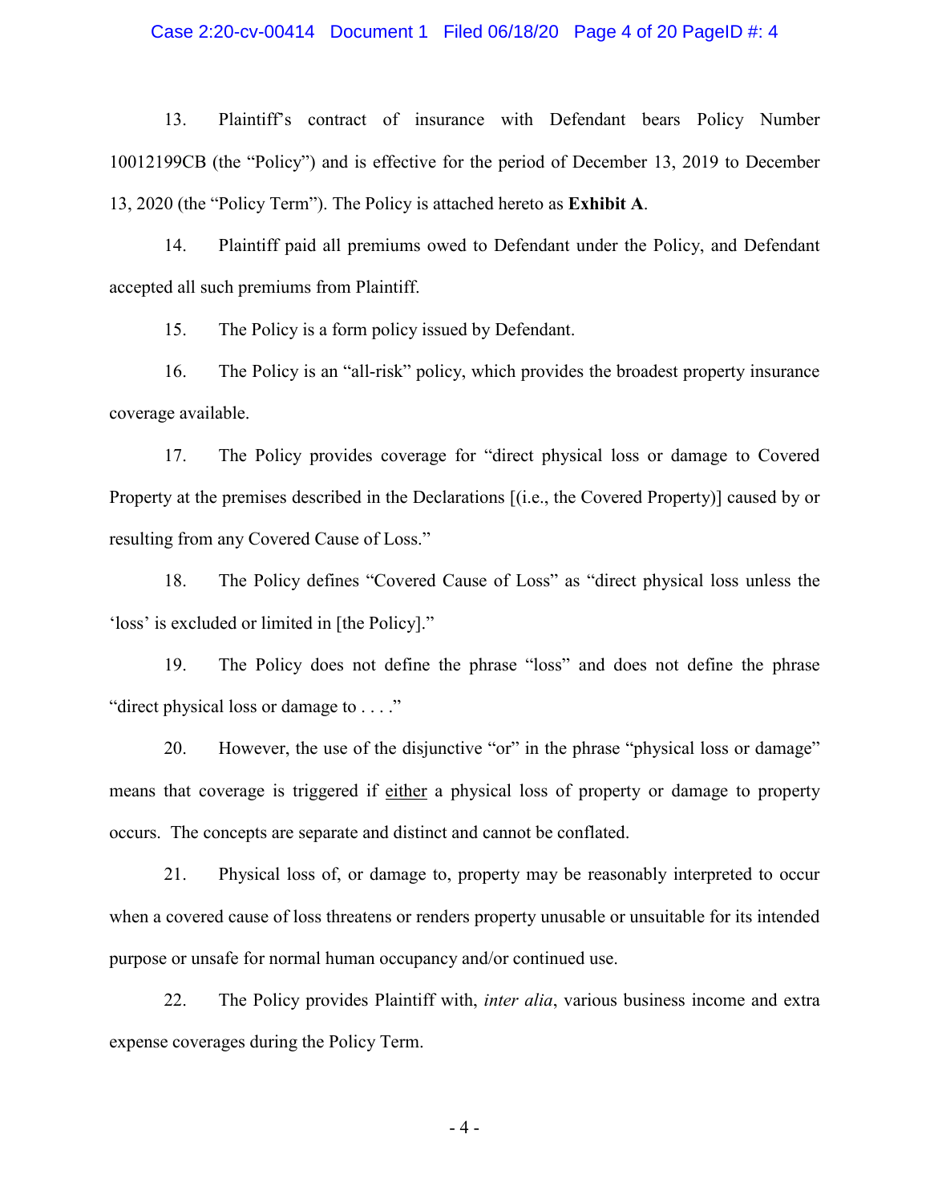13. Plaintiff's contract of insurance with Defendant bears Policy Number 10012199CB (the "Policy") and is effective for the period of December 13, 2019 to December 13, 2020 (the "Policy Term"). The Policy is attached hereto as **Exhibit A**.

14. Plaintiff paid all premiums owed to Defendant under the Policy, and Defendant accepted all such premiums from Plaintiff.

15. The Policy is a form policy issued by Defendant.

16. The Policy is an "all-risk" policy, which provides the broadest property insurance coverage available.

17. The Policy provides coverage for "direct physical loss or damage to Covered Property at the premises described in the Declarations [(i.e., the Covered Property)] caused by or resulting from any Covered Cause of Loss."

18. The Policy defines "Covered Cause of Loss" as "direct physical loss unless the 'loss' is excluded or limited in [the Policy]."

19. The Policy does not define the phrase "loss" and does not define the phrase "direct physical loss or damage to . . . ."

20. However, the use of the disjunctive "or" in the phrase "physical loss or damage" means that coverage is triggered if <u>either</u> a physical loss of property or damage to property occurs. The concepts are separate and distinct and cannot be conflated.

21. Physical loss of, or damage to, property may be reasonably interpreted to occur when a covered cause of loss threatens or renders property unusable or unsuitable for its intended purpose or unsafe for normal human occupancy and/or continued use.

22. The Policy provides Plaintiff with, *inter alia*, various business income and extra expense coverages during the Policy Term.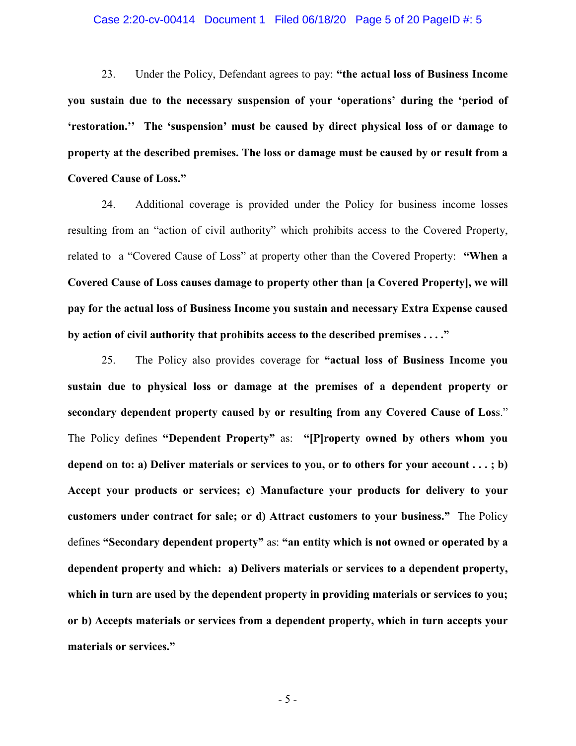23. Under the Policy, Defendant agrees to pay: **"the actual loss of Business Income you sustain due to the necessary suspension of your 'operations' during the 'period of 'restoration.'' The 'suspension' must be caused by direct physical loss of or damage to property at the described premises. The loss or damage must be caused by or result from a Covered Cause of Loss."**

24. Additional coverage is provided under the Policy for business income losses resulting from an "action of civil authority" which prohibits access to the Covered Property, related to a "Covered Cause of Loss" at property other than the Covered Property: **"When a Covered Cause of Loss causes damage to property other than [a Covered Property], we will pay for the actual loss of Business Income you sustain and necessary Extra Expense caused by action of civil authority that prohibits access to the described premises . . . ."**

25. The Policy also provides coverage for **"actual loss of Business Income you sustain due to physical loss or damage at the premises of a dependent property or secondary dependent property caused by or resulting from any Covered Cause of Los**s." The Policy defines **"Dependent Property"** as: **"[P]roperty owned by others whom you depend on to: a) Deliver materials or services to you, or to others for your account . . . ; b) Accept your products or services; c) Manufacture your products for delivery to your customers under contract for sale; or d) Attract customers to your business."** The Policy defines **"Secondary dependent property"** as: **"an entity which is not owned or operated by a dependent property and which: a) Delivers materials or services to a dependent property, which in turn are used by the dependent property in providing materials or services to you; or b) Accepts materials or services from a dependent property, which in turn accepts your materials or services."**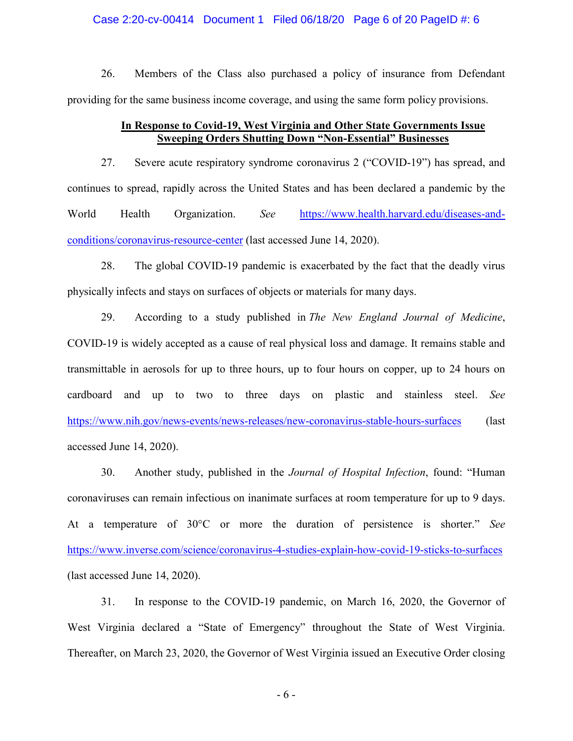26. Members of the Class also purchased a policy of insurance from Defendant providing for the same business income coverage, and using the same form policy provisions.

**In Response to Covid-19, West Virginia and Other State Governments Issue Sweeping Orders Shutting Down "Non-Essential" Businesses**

27. Severe acute respiratory syndrome coronavirus 2 ("COVID-19") has spread, and continues to spread, rapidly across the United States and has been declared a pandemic by the World Health Organization. *See* https://www.health.harvard.edu/diseases-and-conditions/coronavirus-resource-center (last accessed June 14, 2020).

28. The global COVID-19 pandemic is exacerbated by the fact that the deadly virus physically infects and stays on surfaces of objects or materials for many days.

29. According to a study published in *The New England Journal of Medicine*, COVID-19 is widely accepted as a cause of real physical loss and damage. It remains stable and transmittable in aerosols for up to three hours, up to four hours on copper, up to 24 hours on cardboard and up to two to three days on plastic and stainless steel. *See* https://www.nih.gov/news-events/news-releases/new-coronavirus-stable-hours-surfaces (last accessed June 14, 2020).

30. Another study, published in the *Journal of Hospital Infection*, found: "Human coronaviruses can remain infectious on inanimate surfaces at room temperature for up to 9 days. At a temperature of 30°C or more the duration of persistence is shorter." *See* https://www.inverse.com/science/coronavirus-4-studies-explain-how-covid-19-sticks-to-surfaces (last accessed June 14, 2020).

31. In response to the COVID-19 pandemic, on March 16, 2020, the Governor of West Virginia declared a "State of Emergency" throughout the State of West Virginia. Thereafter, on March 23, 2020, the Governor of West Virginia issued an Executive Order closing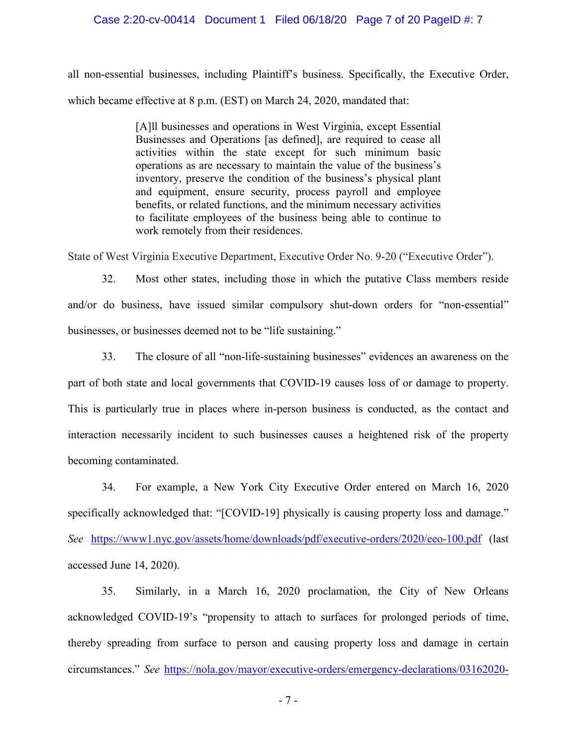all non-essential businesses, including Plaintiff's business. Specifically, the Executive Order, which became effective at 8 p.m. (EST) on March 24, 2020, mandated that:

> [A]ll businesses and operations in West Virginia, except Essential Businesses and Operations [as defined], are required to cease all activities within the state except for such minimum basic operations as are necessary to maintain the value of the business's inventory, preserve the condition of the business's physical plant and equipment, ensure security, process payroll and employee benefits, or related functions, and the minimum necessary activities to facilitate employees of the business being able to continue to work remotely from their residences.

State of West Virginia Executive Department, Executive Order No. 9-20 ("Executive Order").

32. Most other states, including those in which the putative Class members reside and/or do business, have issued similar compulsory shut-down orders for "non-essential" businesses, or businesses deemed not to be "life sustaining."

33. The closure of all "non-life-sustaining businesses" evidences an awareness on the part of both state and local governments that COVID-19 causes loss of or damage to property. This is particularly true in places where in-person business is conducted, as the contact and interaction necessarily incident to such businesses causes a heightened risk of the property becoming contaminated.

34. For example, a New York City Executive Order entered on March 16, 2020 specifically acknowledged that: "[COVID-19] physically is causing property loss and damage." *See* https://www1.nyc.gov/assets/home/downloads/pdf/executive-orders/2020/eeo-100.pdf (last accessed June 14, 2020).

35. Similarly, in a March 16, 2020 proclamation, the City of New Orleans acknowledged COVID-19's "propensity to attach to surfaces for prolonged periods of time, thereby spreading from surface to person and causing property loss and damage in certain circumstances." *See* https://nola.gov/mayor/executive-orders/emergency-declarations/03162020-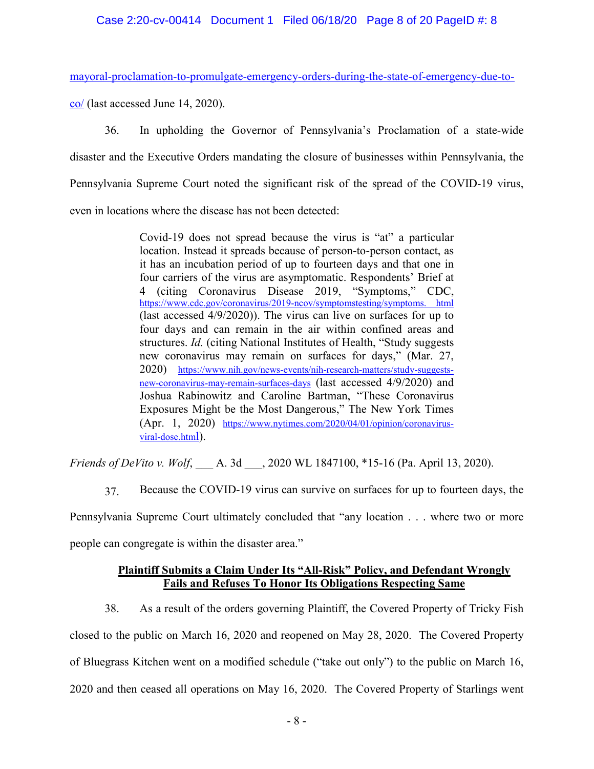mayoral-proclamation-to-promulgate-emergency-orders-during-the-state-of-emergency-due-to-co/ (last accessed June 14, 2020).

36. In upholding the Governor of Pennsylvania's Proclamation of a state-wide disaster and the Executive Orders mandating the closure of businesses within Pennsylvania, the Pennsylvania Supreme Court noted the significant risk of the spread of the COVID-19 virus, even in locations where the disease has not been detected:

> Covid-19 does not spread because the virus is "at" a particular location. Instead it spreads because of person-to-person contact, as it has an incubation period of up to fourteen days and that one in four carriers of the virus are asymptomatic. Respondents' Brief at 4 (citing Coronavirus Disease 2019, "Symptoms," CDC, https://www.cdc.gov/coronavirus/2019-ncov/symptomstesting/symptoms. html (last accessed 4/9/2020)). The virus can live on surfaces for up to four days and can remain in the air within confined areas and structures. *Id.* (citing National Institutes of Health, "Study suggests new coronavirus may remain on surfaces for days," (Mar. 27, 2020) https://www.nih.gov/news-events/nih-research-matters/study-suggests-new-coronavirus-may-remain-surfaces-days (last accessed 4/9/2020) and Joshua Rabinowitz and Caroline Bartman, "These Coronavirus Exposures Might be the Most Dangerous," The New York Times (Apr. 1, 2020) https://www.nytimes.com/2020/04/01/opinion/coronavirus-viral-dose.html).

*Friends of DeVito v. Wolf*, ___ A. 3d ___, 2020 WL 1847100, \*15-16 (Pa. April 13, 2020).

37. Because the COVID-19 virus can survive on surfaces for up to fourteen days, the Pennsylvania Supreme Court ultimately concluded that "any location . . . where two or more people can congregate is within the disaster area."

**<u>Plaintiff Submits a Claim Under Its "All-Risk" Policy, and Defendant Wrongly Fails and Refuses To Honor Its Obligations Respecting Same</u>**

38. As a result of the orders governing Plaintiff, the Covered Property of Tricky Fish closed to the public on March 16, 2020 and reopened on May 28, 2020. The Covered Property of Bluegrass Kitchen went on a modified schedule ("take out only") to the public on March 16, 2020 and then ceased all operations on May 16, 2020. The Covered Property of Starlings went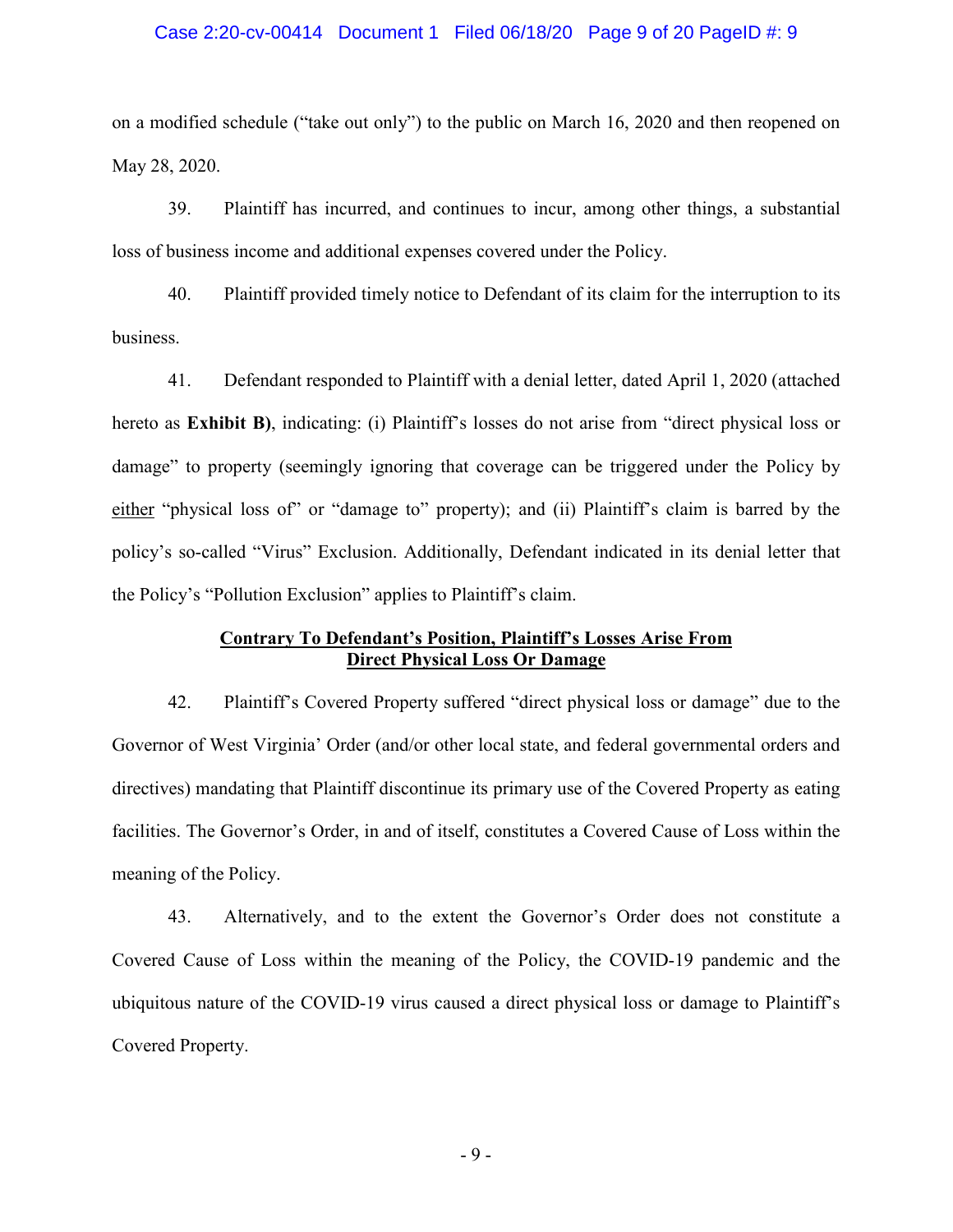on a modified schedule ("take out only") to the public on March 16, 2020 and then reopened on May 28, 2020.

39. Plaintiff has incurred, and continues to incur, among other things, a substantial loss of business income and additional expenses covered under the Policy.

40. Plaintiff provided timely notice to Defendant of its claim for the interruption to its business.

41. Defendant responded to Plaintiff with a denial letter, dated April 1, 2020 (attached hereto as **Exhibit B)**, indicating: (i) Plaintiff's losses do not arise from "direct physical loss or damage" to property (seemingly ignoring that coverage can be triggered under the Policy by <u>either</u> "physical loss of" or "damage to" property); and (ii) Plaintiff's claim is barred by the policy's so-called "Virus" Exclusion. Additionally, Defendant indicated in its denial letter that the Policy's "Pollution Exclusion" applies to Plaintiff's claim.

**<u>Contrary To Defendant's Position, Plaintiff's Losses Arise From Direct Physical Loss Or Damage</u>**

42. Plaintiff's Covered Property suffered "direct physical loss or damage" due to the Governor of West Virginia' Order (and/or other local state, and federal governmental orders and directives) mandating that Plaintiff discontinue its primary use of the Covered Property as eating facilities. The Governor's Order, in and of itself, constitutes a Covered Cause of Loss within the meaning of the Policy.

43. Alternatively, and to the extent the Governor's Order does not constitute a Covered Cause of Loss within the meaning of the Policy, the COVID-19 pandemic and the ubiquitous nature of the COVID-19 virus caused a direct physical loss or damage to Plaintiff's Covered Property.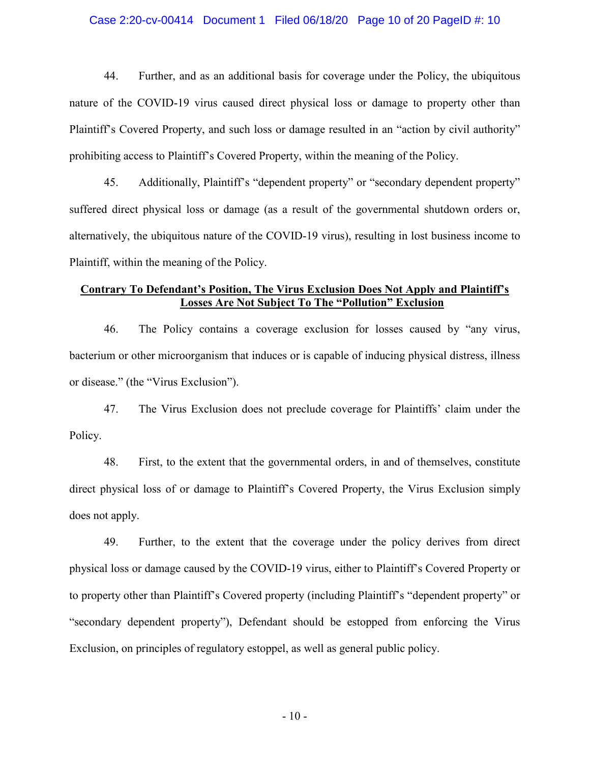44. Further, and as an additional basis for coverage under the Policy, the ubiquitous nature of the COVID-19 virus caused direct physical loss or damage to property other than Plaintiff's Covered Property, and such loss or damage resulted in an "action by civil authority" prohibiting access to Plaintiff's Covered Property, within the meaning of the Policy.

45. Additionally, Plaintiff's "dependent property" or "secondary dependent property" suffered direct physical loss or damage (as a result of the governmental shutdown orders or, alternatively, the ubiquitous nature of the COVID-19 virus), resulting in lost business income to Plaintiff, within the meaning of the Policy.

**Contrary To Defendant's Position, The Virus Exclusion Does Not Apply and Plaintiff's Losses Are Not Subject To The "Pollution" Exclusion**

46. The Policy contains a coverage exclusion for losses caused by "any virus, bacterium or other microorganism that induces or is capable of inducing physical distress, illness or disease." (the "Virus Exclusion").

47. The Virus Exclusion does not preclude coverage for Plaintiffs' claim under the Policy.

48. First, to the extent that the governmental orders, in and of themselves, constitute direct physical loss of or damage to Plaintiff's Covered Property, the Virus Exclusion simply does not apply.

49. Further, to the extent that the coverage under the policy derives from direct physical loss or damage caused by the COVID-19 virus, either to Plaintiff's Covered Property or to property other than Plaintiff's Covered property (including Plaintiff's "dependent property" or "secondary dependent property"), Defendant should be estopped from enforcing the Virus Exclusion, on principles of regulatory estoppel, as well as general public policy.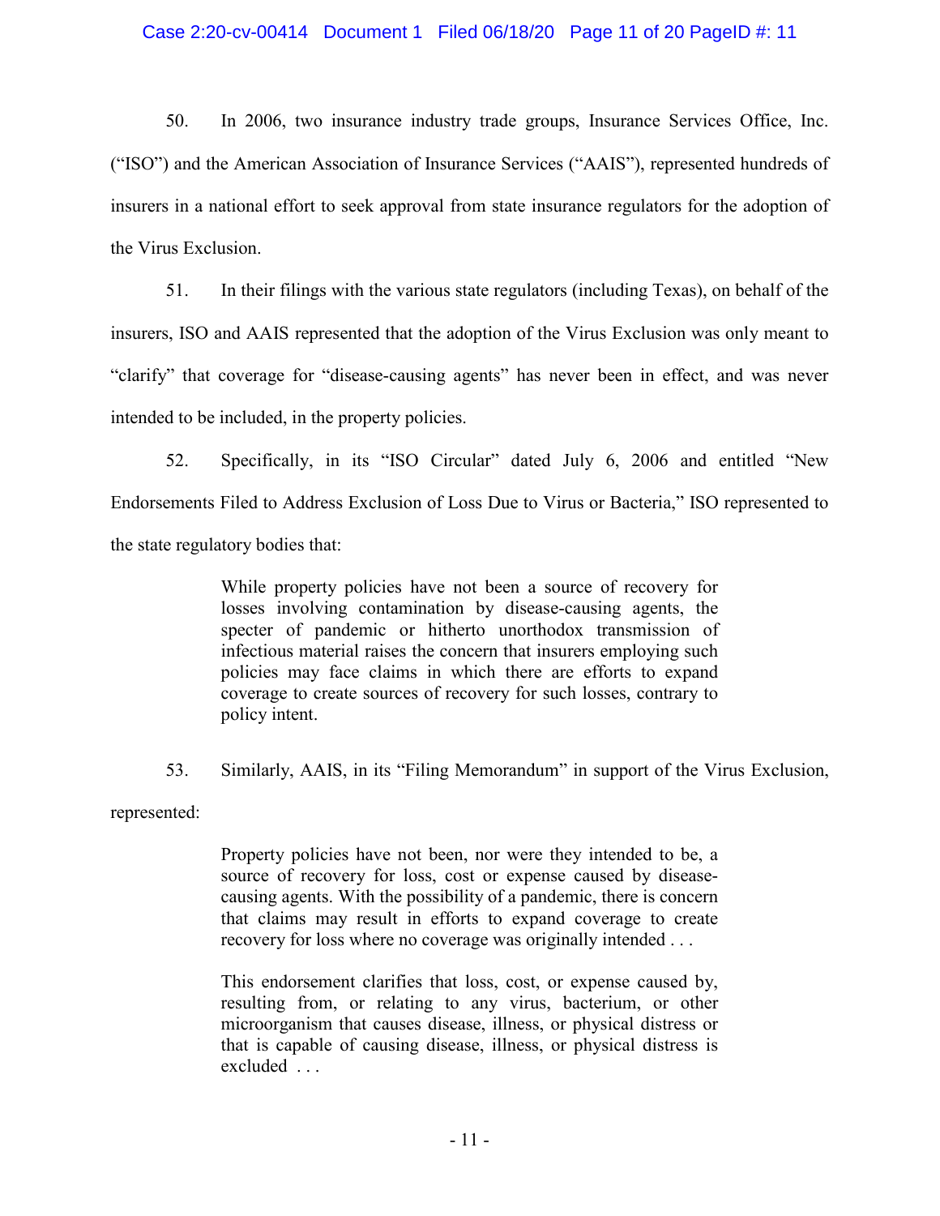50. In 2006, two insurance industry trade groups, Insurance Services Office, Inc. ("ISO") and the American Association of Insurance Services ("AAIS"), represented hundreds of insurers in a national effort to seek approval from state insurance regulators for the adoption of the Virus Exclusion.

51. In their filings with the various state regulators (including Texas), on behalf of the insurers, ISO and AAIS represented that the adoption of the Virus Exclusion was only meant to "clarify" that coverage for "disease-causing agents" has never been in effect, and was never intended to be included, in the property policies.

52. Specifically, in its "ISO Circular" dated July 6, 2006 and entitled "New Endorsements Filed to Address Exclusion of Loss Due to Virus or Bacteria," ISO represented to the state regulatory bodies that:

> While property policies have not been a source of recovery for losses involving contamination by disease-causing agents, the specter of pandemic or hitherto unorthodox transmission of infectious material raises the concern that insurers employing such policies may face claims in which there are efforts to expand coverage to create sources of recovery for such losses, contrary to policy intent.

53. Similarly, AAIS, in its "Filing Memorandum" in support of the Virus Exclusion, represented:

> Property policies have not been, nor were they intended to be, a source of recovery for loss, cost or expense caused by disease-causing agents. With the possibility of a pandemic, there is concern that claims may result in efforts to expand coverage to create recovery for loss where no coverage was originally intended . . .
>
> This endorsement clarifies that loss, cost, or expense caused by, resulting from, or relating to any virus, bacterium, or other microorganism that causes disease, illness, or physical distress or that is capable of causing disease, illness, or physical distress is excluded . . .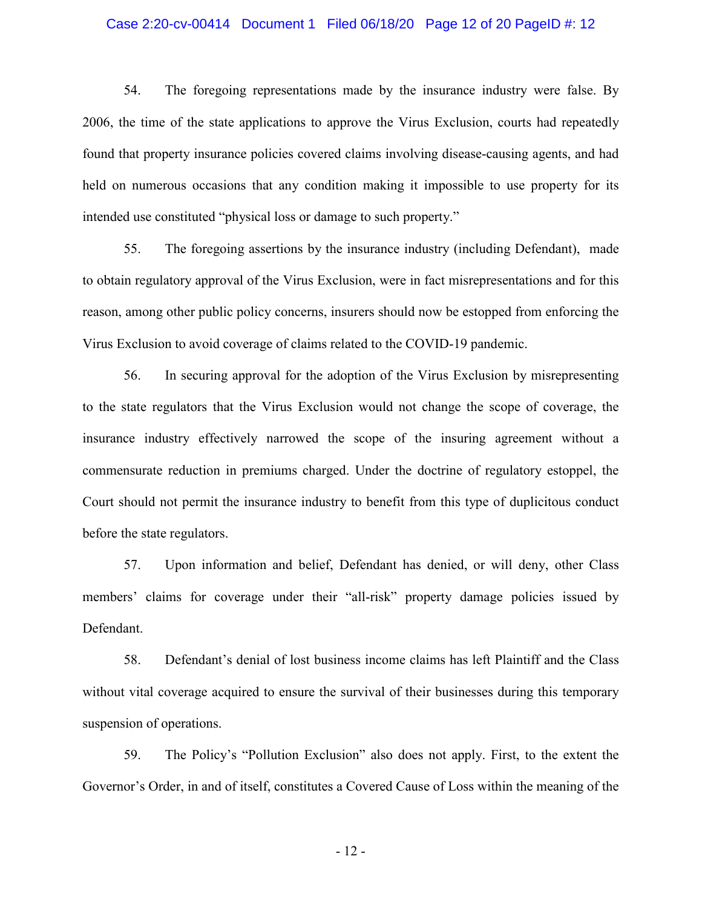54. The foregoing representations made by the insurance industry were false. By 2006, the time of the state applications to approve the Virus Exclusion, courts had repeatedly found that property insurance policies covered claims involving disease-causing agents, and had held on numerous occasions that any condition making it impossible to use property for its intended use constituted "physical loss or damage to such property."

55. The foregoing assertions by the insurance industry (including Defendant), made to obtain regulatory approval of the Virus Exclusion, were in fact misrepresentations and for this reason, among other public policy concerns, insurers should now be estopped from enforcing the Virus Exclusion to avoid coverage of claims related to the COVID-19 pandemic.

56. In securing approval for the adoption of the Virus Exclusion by misrepresenting to the state regulators that the Virus Exclusion would not change the scope of coverage, the insurance industry effectively narrowed the scope of the insuring agreement without a commensurate reduction in premiums charged. Under the doctrine of regulatory estoppel, the Court should not permit the insurance industry to benefit from this type of duplicitous conduct before the state regulators.

57. Upon information and belief, Defendant has denied, or will deny, other Class members' claims for coverage under their "all-risk" property damage policies issued by Defendant.

58. Defendant's denial of lost business income claims has left Plaintiff and the Class without vital coverage acquired to ensure the survival of their businesses during this temporary suspension of operations.

59. The Policy's "Pollution Exclusion" also does not apply. First, to the extent the Governor's Order, in and of itself, constitutes a Covered Cause of Loss within the meaning of the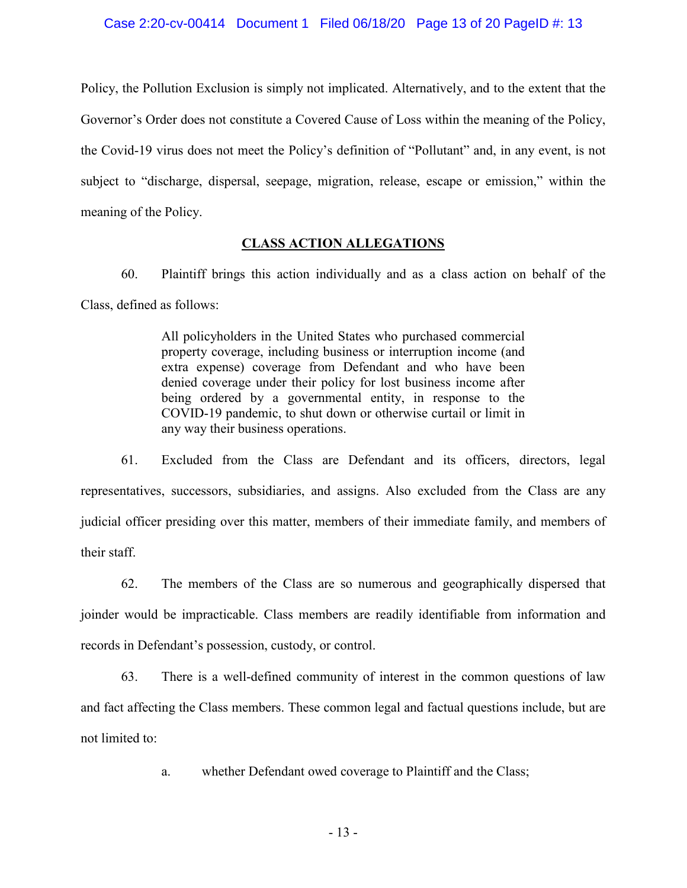Policy, the Pollution Exclusion is simply not implicated. Alternatively, and to the extent that the Governor's Order does not constitute a Covered Cause of Loss within the meaning of the Policy, the Covid-19 virus does not meet the Policy's definition of "Pollutant" and, in any event, is not subject to "discharge, dispersal, seepage, migration, release, escape or emission," within the meaning of the Policy.

## CLASS ACTION ALLEGATIONS

60. Plaintiff brings this action individually and as a class action on behalf of the Class, defined as follows:

> All policyholders in the United States who purchased commercial property coverage, including business or interruption income (and extra expense) coverage from Defendant and who have been denied coverage under their policy for lost business income after being ordered by a governmental entity, in response to the COVID-19 pandemic, to shut down or otherwise curtail or limit in any way their business operations.

61. Excluded from the Class are Defendant and its officers, directors, legal representatives, successors, subsidiaries, and assigns. Also excluded from the Class are any judicial officer presiding over this matter, members of their immediate family, and members of their staff.

62. The members of the Class are so numerous and geographically dispersed that joinder would be impracticable. Class members are readily identifiable from information and records in Defendant's possession, custody, or control.

63. There is a well-defined community of interest in the common questions of law and fact affecting the Class members. These common legal and factual questions include, but are not limited to:

a. whether Defendant owed coverage to Plaintiff and the Class;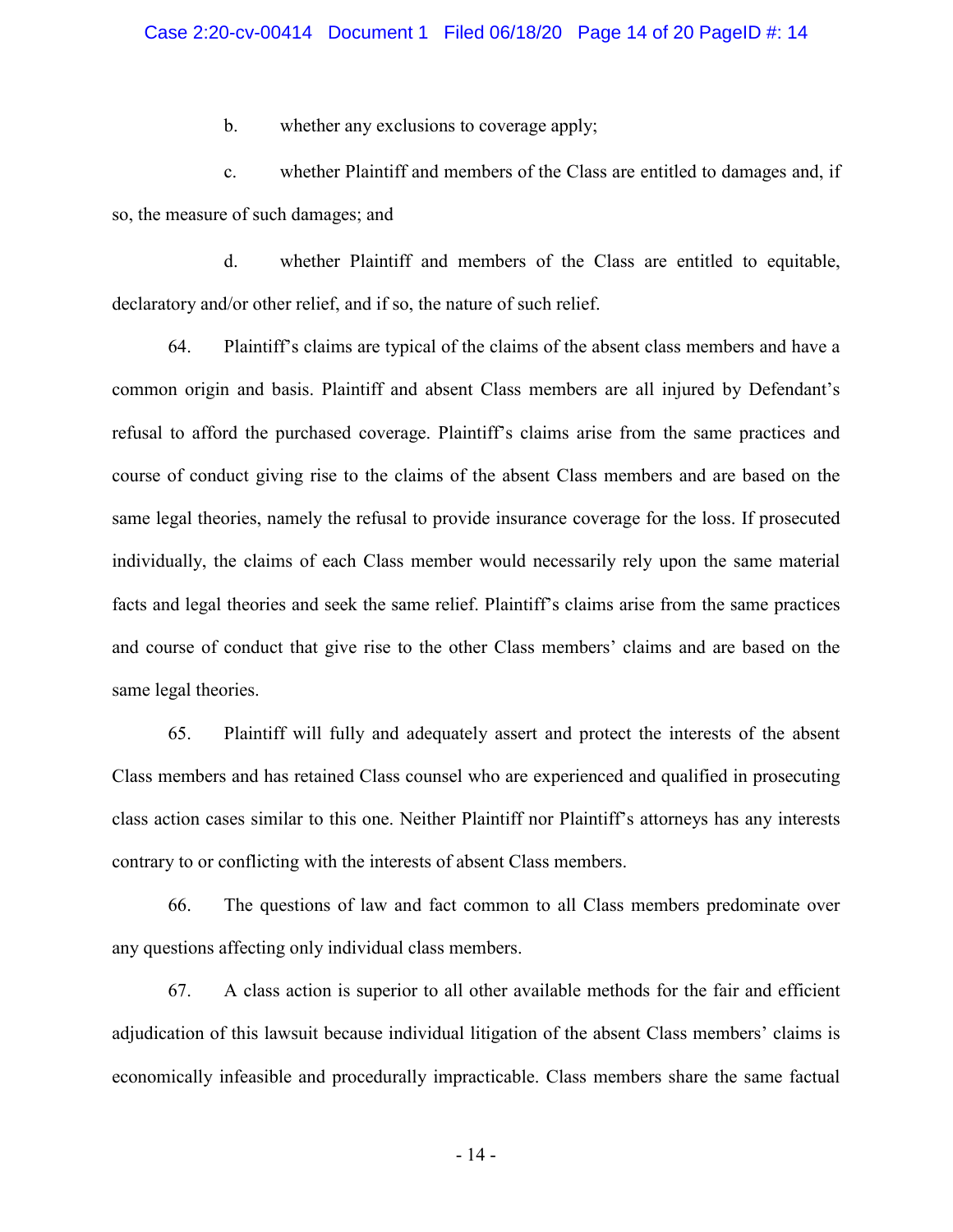b. whether any exclusions to coverage apply;

c. whether Plaintiff and members of the Class are entitled to damages and, if so, the measure of such damages; and

d. whether Plaintiff and members of the Class are entitled to equitable, declaratory and/or other relief, and if so, the nature of such relief.

64. Plaintiff's claims are typical of the claims of the absent class members and have a common origin and basis. Plaintiff and absent Class members are all injured by Defendant's refusal to afford the purchased coverage. Plaintiff's claims arise from the same practices and course of conduct giving rise to the claims of the absent Class members and are based on the same legal theories, namely the refusal to provide insurance coverage for the loss. If prosecuted individually, the claims of each Class member would necessarily rely upon the same material facts and legal theories and seek the same relief. Plaintiff's claims arise from the same practices and course of conduct that give rise to the other Class members' claims and are based on the same legal theories.

65. Plaintiff will fully and adequately assert and protect the interests of the absent Class members and has retained Class counsel who are experienced and qualified in prosecuting class action cases similar to this one. Neither Plaintiff nor Plaintiff's attorneys has any interests contrary to or conflicting with the interests of absent Class members.

66. The questions of law and fact common to all Class members predominate over any questions affecting only individual class members.

67. A class action is superior to all other available methods for the fair and efficient adjudication of this lawsuit because individual litigation of the absent Class members' claims is economically infeasible and procedurally impracticable. Class members share the same factual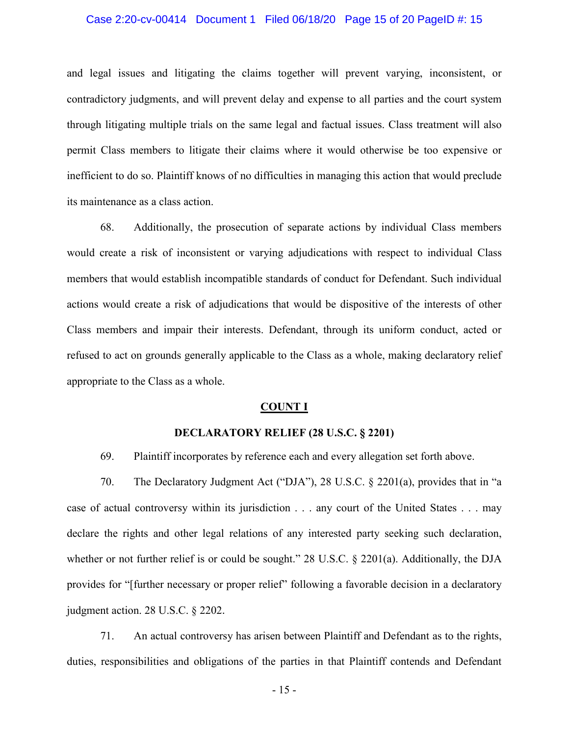and legal issues and litigating the claims together will prevent varying, inconsistent, or contradictory judgments, and will prevent delay and expense to all parties and the court system through litigating multiple trials on the same legal and factual issues. Class treatment will also permit Class members to litigate their claims where it would otherwise be too expensive or inefficient to do so. Plaintiff knows of no difficulties in managing this action that would preclude its maintenance as a class action.

68. Additionally, the prosecution of separate actions by individual Class members would create a risk of inconsistent or varying adjudications with respect to individual Class members that would establish incompatible standards of conduct for Defendant. Such individual actions would create a risk of adjudications that would be dispositive of the interests of other Class members and impair their interests. Defendant, through its uniform conduct, acted or refused to act on grounds generally applicable to the Class as a whole, making declaratory relief appropriate to the Class as a whole.

## COUNT I

### DECLARATORY RELIEF (28 U.S.C. § 2201)

69. Plaintiff incorporates by reference each and every allegation set forth above.

70. The Declaratory Judgment Act ("DJA"), 28 U.S.C. § 2201(a), provides that in "a case of actual controversy within its jurisdiction . . . any court of the United States . . . may declare the rights and other legal relations of any interested party seeking such declaration, whether or not further relief is or could be sought." 28 U.S.C. § 2201(a). Additionally, the DJA provides for "[further necessary or proper relief" following a favorable decision in a declaratory judgment action. 28 U.S.C. § 2202.

71. An actual controversy has arisen between Plaintiff and Defendant as to the rights, duties, responsibilities and obligations of the parties in that Plaintiff contends and Defendant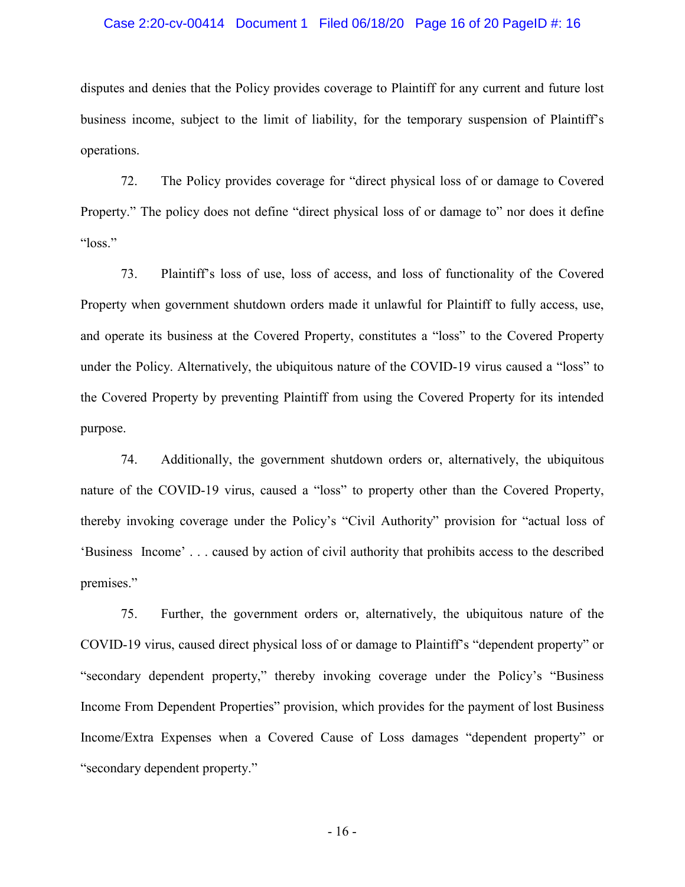disputes and denies that the Policy provides coverage to Plaintiff for any current and future lost business income, subject to the limit of liability, for the temporary suspension of Plaintiff's operations.

72. The Policy provides coverage for "direct physical loss of or damage to Covered Property." The policy does not define "direct physical loss of or damage to" nor does it define "loss."

73. Plaintiff's loss of use, loss of access, and loss of functionality of the Covered Property when government shutdown orders made it unlawful for Plaintiff to fully access, use, and operate its business at the Covered Property, constitutes a "loss" to the Covered Property under the Policy. Alternatively, the ubiquitous nature of the COVID-19 virus caused a "loss" to the Covered Property by preventing Plaintiff from using the Covered Property for its intended purpose.

74. Additionally, the government shutdown orders or, alternatively, the ubiquitous nature of the COVID-19 virus, caused a "loss" to property other than the Covered Property, thereby invoking coverage under the Policy's "Civil Authority" provision for "actual loss of 'Business Income' . . . caused by action of civil authority that prohibits access to the described premises."

75. Further, the government orders or, alternatively, the ubiquitous nature of the COVID-19 virus, caused direct physical loss of or damage to Plaintiff's "dependent property" or "secondary dependent property," thereby invoking coverage under the Policy's "Business Income From Dependent Properties" provision, which provides for the payment of lost Business Income/Extra Expenses when a Covered Cause of Loss damages "dependent property" or "secondary dependent property."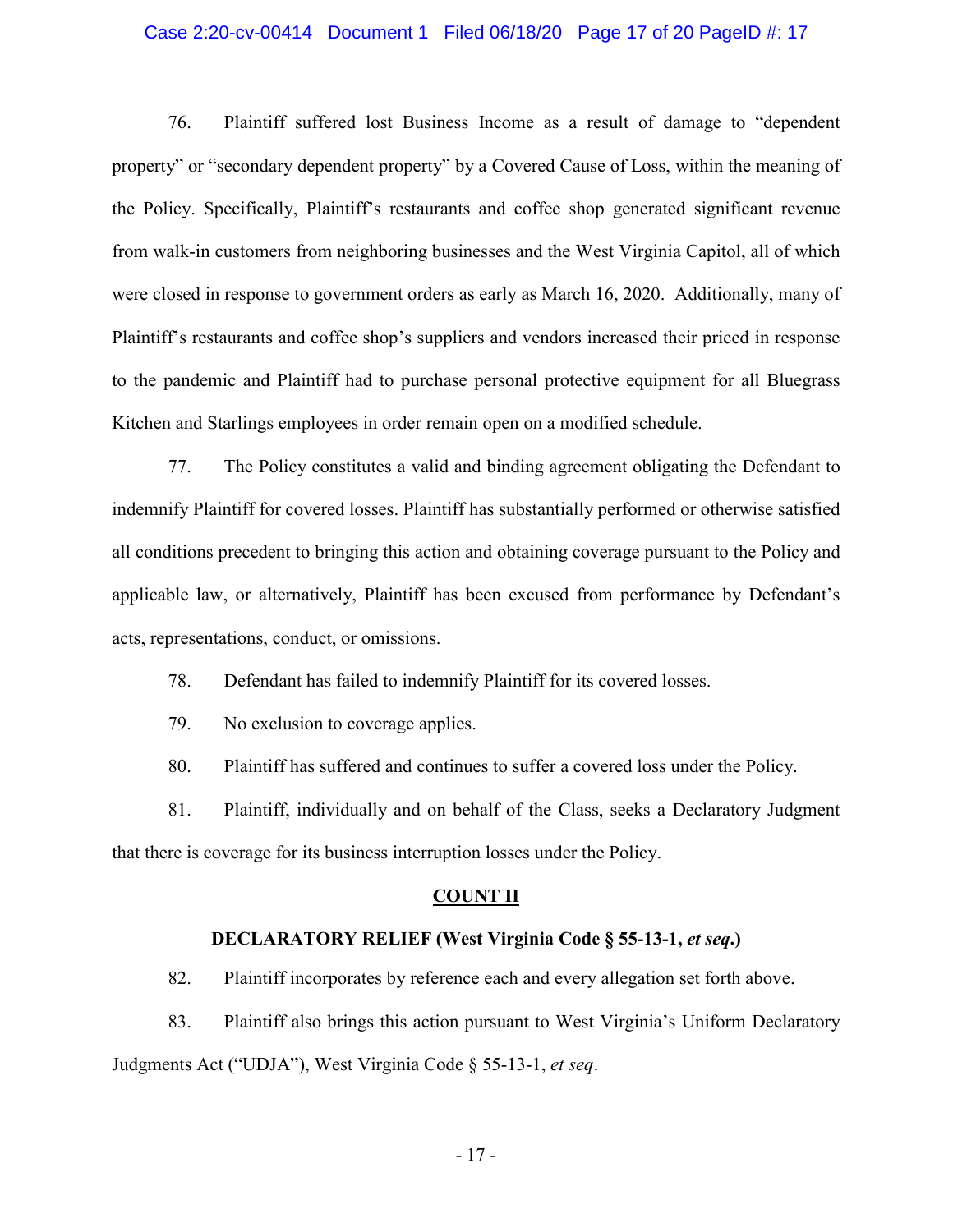76. Plaintiff suffered lost Business Income as a result of damage to "dependent property" or "secondary dependent property" by a Covered Cause of Loss, within the meaning of the Policy. Specifically, Plaintiff's restaurants and coffee shop generated significant revenue from walk-in customers from neighboring businesses and the West Virginia Capitol, all of which were closed in response to government orders as early as March 16, 2020. Additionally, many of Plaintiff's restaurants and coffee shop's suppliers and vendors increased their priced in response to the pandemic and Plaintiff had to purchase personal protective equipment for all Bluegrass Kitchen and Starlings employees in order remain open on a modified schedule.

77. The Policy constitutes a valid and binding agreement obligating the Defendant to indemnify Plaintiff for covered losses. Plaintiff has substantially performed or otherwise satisfied all conditions precedent to bringing this action and obtaining coverage pursuant to the Policy and applicable law, or alternatively, Plaintiff has been excused from performance by Defendant's acts, representations, conduct, or omissions.

78. Defendant has failed to indemnify Plaintiff for its covered losses.

79. No exclusion to coverage applies.

80. Plaintiff has suffered and continues to suffer a covered loss under the Policy.

81. Plaintiff, individually and on behalf of the Class, seeks a Declaratory Judgment that there is coverage for its business interruption losses under the Policy.

## COUNT II

### DECLARATORY RELIEF (West Virginia Code § 55-13-1, *et seq*.)

82. Plaintiff incorporates by reference each and every allegation set forth above.

83. Plaintiff also brings this action pursuant to West Virginia's Uniform Declaratory Judgments Act ("UDJA"), West Virginia Code § 55-13-1, *et seq*.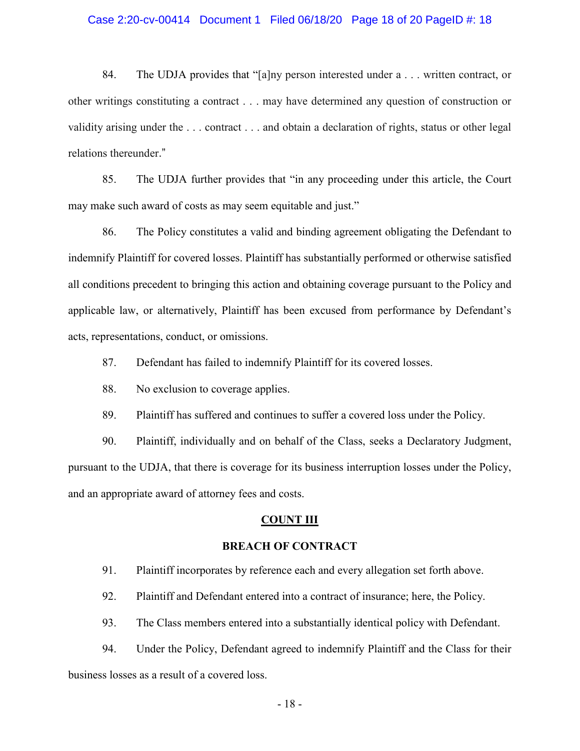84. The UDJA provides that "[a]ny person interested under a . . . written contract, or other writings constituting a contract . . . may have determined any question of construction or validity arising under the . . . contract . . . and obtain a declaration of rights, status or other legal relations thereunder."

85. The UDJA further provides that "in any proceeding under this article, the Court may make such award of costs as may seem equitable and just."

86. The Policy constitutes a valid and binding agreement obligating the Defendant to indemnify Plaintiff for covered losses. Plaintiff has substantially performed or otherwise satisfied all conditions precedent to bringing this action and obtaining coverage pursuant to the Policy and applicable law, or alternatively, Plaintiff has been excused from performance by Defendant's acts, representations, conduct, or omissions.

87. Defendant has failed to indemnify Plaintiff for its covered losses.

88. No exclusion to coverage applies.

89. Plaintiff has suffered and continues to suffer a covered loss under the Policy.

90. Plaintiff, individually and on behalf of the Class, seeks a Declaratory Judgment, pursuant to the UDJA, that there is coverage for its business interruption losses under the Policy, and an appropriate award of attorney fees and costs.

## COUNT III

### BREACH OF CONTRACT

91. Plaintiff incorporates by reference each and every allegation set forth above.

92. Plaintiff and Defendant entered into a contract of insurance; here, the Policy.

93. The Class members entered into a substantially identical policy with Defendant.

94. Under the Policy, Defendant agreed to indemnify Plaintiff and the Class for their business losses as a result of a covered loss.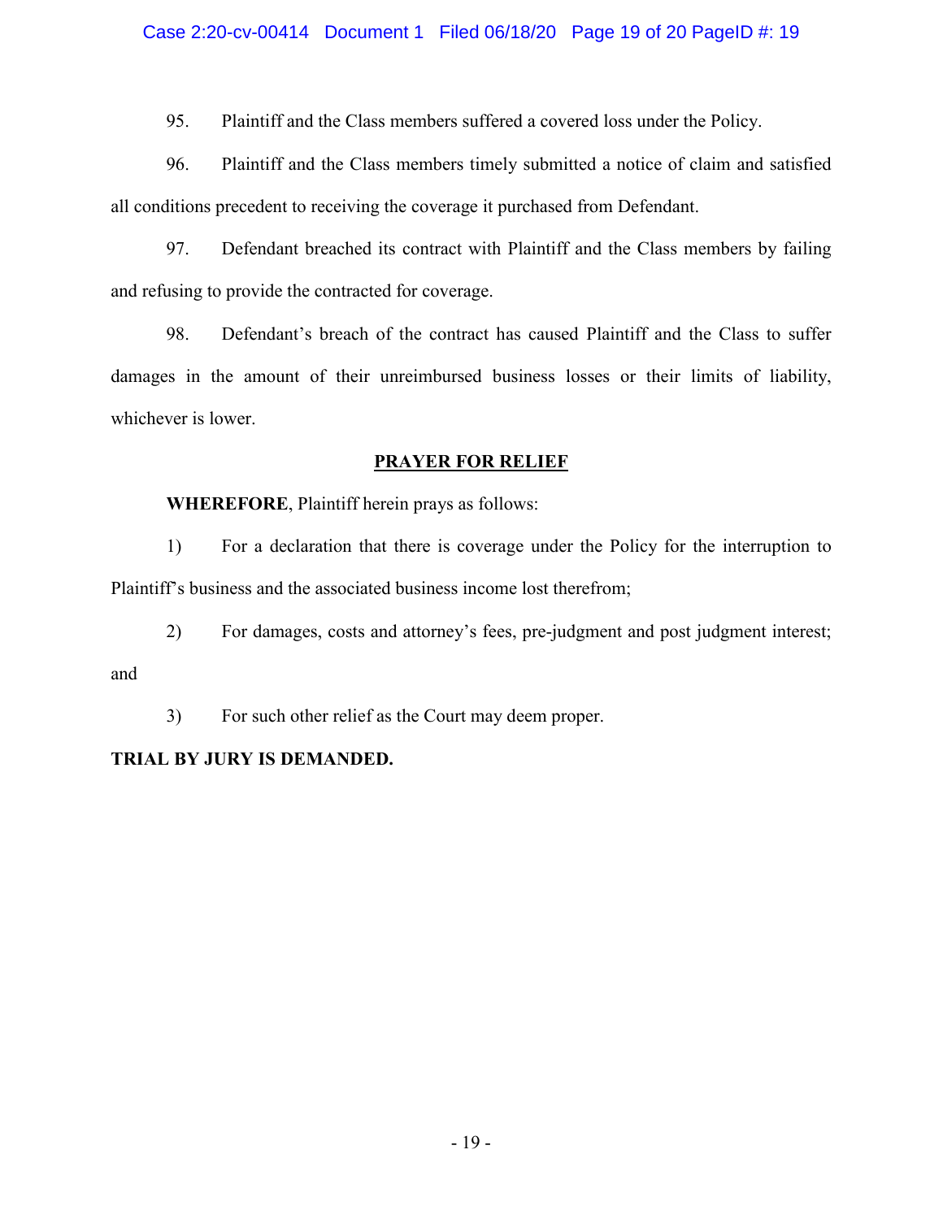95. Plaintiff and the Class members suffered a covered loss under the Policy.

96. Plaintiff and the Class members timely submitted a notice of claim and satisfied all conditions precedent to receiving the coverage it purchased from Defendant.

97. Defendant breached its contract with Plaintiff and the Class members by failing and refusing to provide the contracted for coverage.

98. Defendant's breach of the contract has caused Plaintiff and the Class to suffer damages in the amount of their unreimbursed business losses or their limits of liability, whichever is lower.

## PRAYER FOR RELIEF

**WHEREFORE**, Plaintiff herein prays as follows:

1) For a declaration that there is coverage under the Policy for the interruption to Plaintiff's business and the associated business income lost therefrom;

2) For damages, costs and attorney's fees, pre-judgment and post judgment interest; and

3) For such other relief as the Court may deem proper.

**TRIAL BY JURY IS DEMANDED.**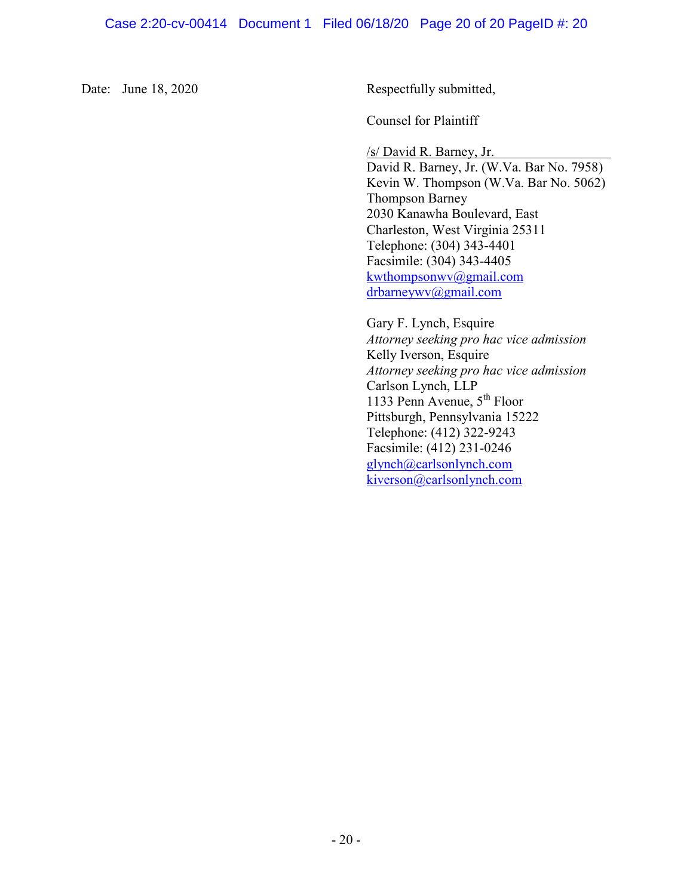Date: June 18, 2020

Respectfully submitted,

Counsel for Plaintiff

/s/ David R. Barney, Jr.
David R. Barney, Jr. (W.Va. Bar No. 7958)
Kevin W. Thompson (W.Va. Bar No. 5062)
Thompson Barney
2030 Kanawha Boulevard, East
Charleston, West Virginia 25311
Telephone: (304) 343-4401
Facsimile: (304) 343-4405
kwthompsonwv@gmail.com
drbarneywv@gmail.com

Gary F. Lynch, Esquire
*Attorney seeking pro hac vice admission*
Kelly Iverson, Esquire
*Attorney seeking pro hac vice admission*
Carlson Lynch, LLP
1133 Penn Avenue, 5th Floor
Pittsburgh, Pennsylvania 15222
Telephone: (412) 322-9243
Facsimile: (412) 231-0246
glynch@carlsonlynch.com
kiverson@carlsonlynch.com